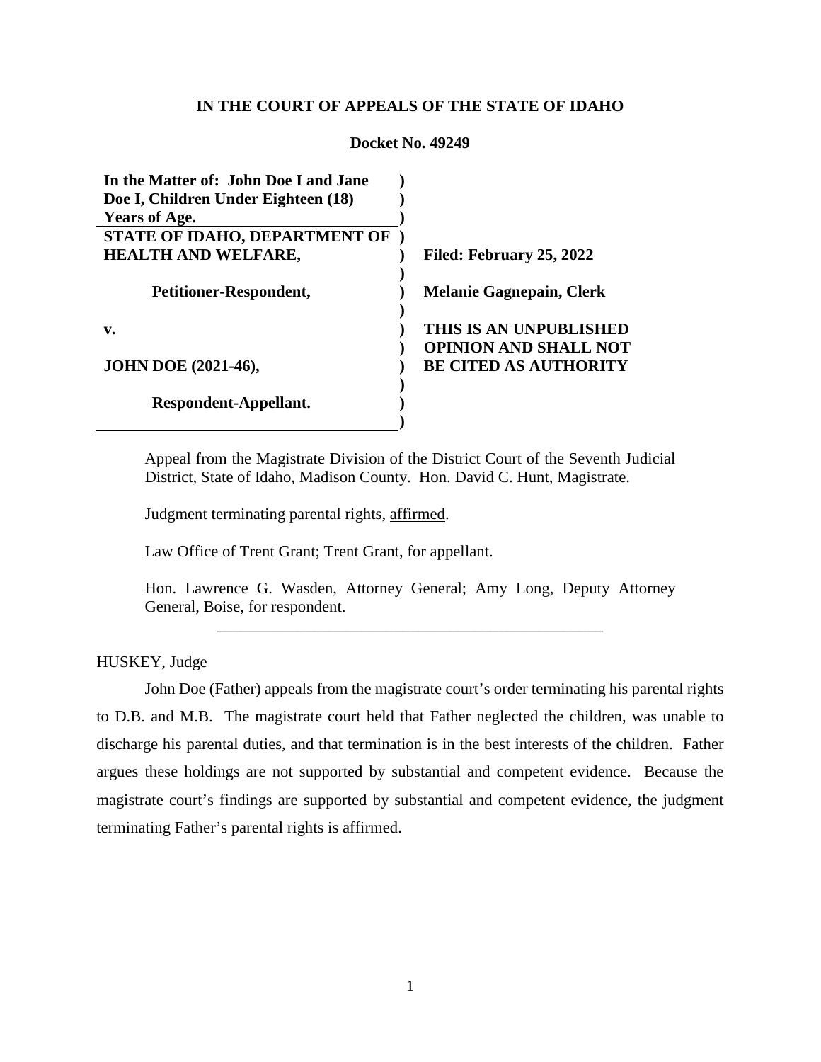**IN THE COURT OF APPEALS OF THE STATE OF IDAHO**

**Docket No. 49249**

| | |
|---|---|
| **In the Matter of: John Doe I and Jane Doe I, Children Under Eighteen (18) Years of Age.** | |
| **STATE OF IDAHO, DEPARTMENT OF HEALTH AND WELFARE,** | **Filed: February 25, 2022** |
| **Petitioner-Respondent,** | **Melanie Gagnepain, Clerk** |
| **v.** | **THIS IS AN UNPUBLISHED OPINION AND SHALL NOT BE CITED AS AUTHORITY** |
| **JOHN DOE (2021-46),** | |
| **Respondent-Appellant.** | |

Appeal from the Magistrate Division of the District Court of the Seventh Judicial District, State of Idaho, Madison County. Hon. David C. Hunt, Magistrate.

Judgment terminating parental rights, affirmed.

Law Office of Trent Grant; Trent Grant, for appellant.

Hon. Lawrence G. Wasden, Attorney General; Amy Long, Deputy Attorney General, Boise, for respondent.

---

HUSKEY, Judge

John Doe (Father) appeals from the magistrate court's order terminating his parental rights to D.B. and M.B. The magistrate court held that Father neglected the children, was unable to discharge his parental duties, and that termination is in the best interests of the children. Father argues these holdings are not supported by substantial and competent evidence. Because the magistrate court's findings are supported by substantial and competent evidence, the judgment terminating Father's parental rights is affirmed.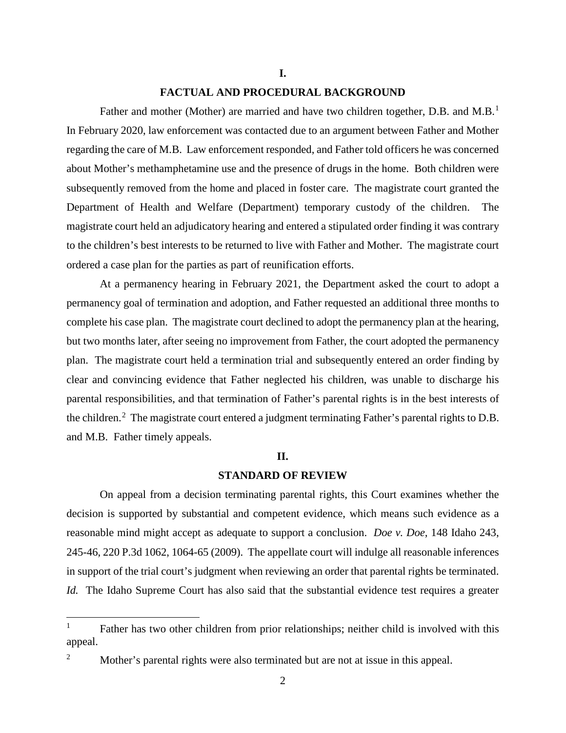## I.

## FACTUAL AND PROCEDURAL BACKGROUND

Father and mother (Mother) are married and have two children together, D.B. and M.B.[1] In February 2020, law enforcement was contacted due to an argument between Father and Mother regarding the care of M.B. Law enforcement responded, and Father told officers he was concerned about Mother's methamphetamine use and the presence of drugs in the home. Both children were subsequently removed from the home and placed in foster care. The magistrate court granted the Department of Health and Welfare (Department) temporary custody of the children. The magistrate court held an adjudicatory hearing and entered a stipulated order finding it was contrary to the children's best interests to be returned to live with Father and Mother. The magistrate court ordered a case plan for the parties as part of reunification efforts.

At a permanency hearing in February 2021, the Department asked the court to adopt a permanency goal of termination and adoption, and Father requested an additional three months to complete his case plan. The magistrate court declined to adopt the permanency plan at the hearing, but two months later, after seeing no improvement from Father, the court adopted the permanency plan. The magistrate court held a termination trial and subsequently entered an order finding by clear and convincing evidence that Father neglected his children, was unable to discharge his parental responsibilities, and that termination of Father's parental rights is in the best interests of the children.[2] The magistrate court entered a judgment terminating Father's parental rights to D.B. and M.B. Father timely appeals.

## II.

## STANDARD OF REVIEW

On appeal from a decision terminating parental rights, this Court examines whether the decision is supported by substantial and competent evidence, which means such evidence as a reasonable mind might accept as adequate to support a conclusion. *Doe v. Doe*, 148 Idaho 243, 245-46, 220 P.3d 1062, 1064-65 (2009). The appellate court will indulge all reasonable inferences in support of the trial court's judgment when reviewing an order that parental rights be terminated. *Id.* The Idaho Supreme Court has also said that the substantial evidence test requires a greater

---

[1] Father has two other children from prior relationships; neither child is involved with this appeal.

[2] Mother's parental rights were also terminated but are not at issue in this appeal.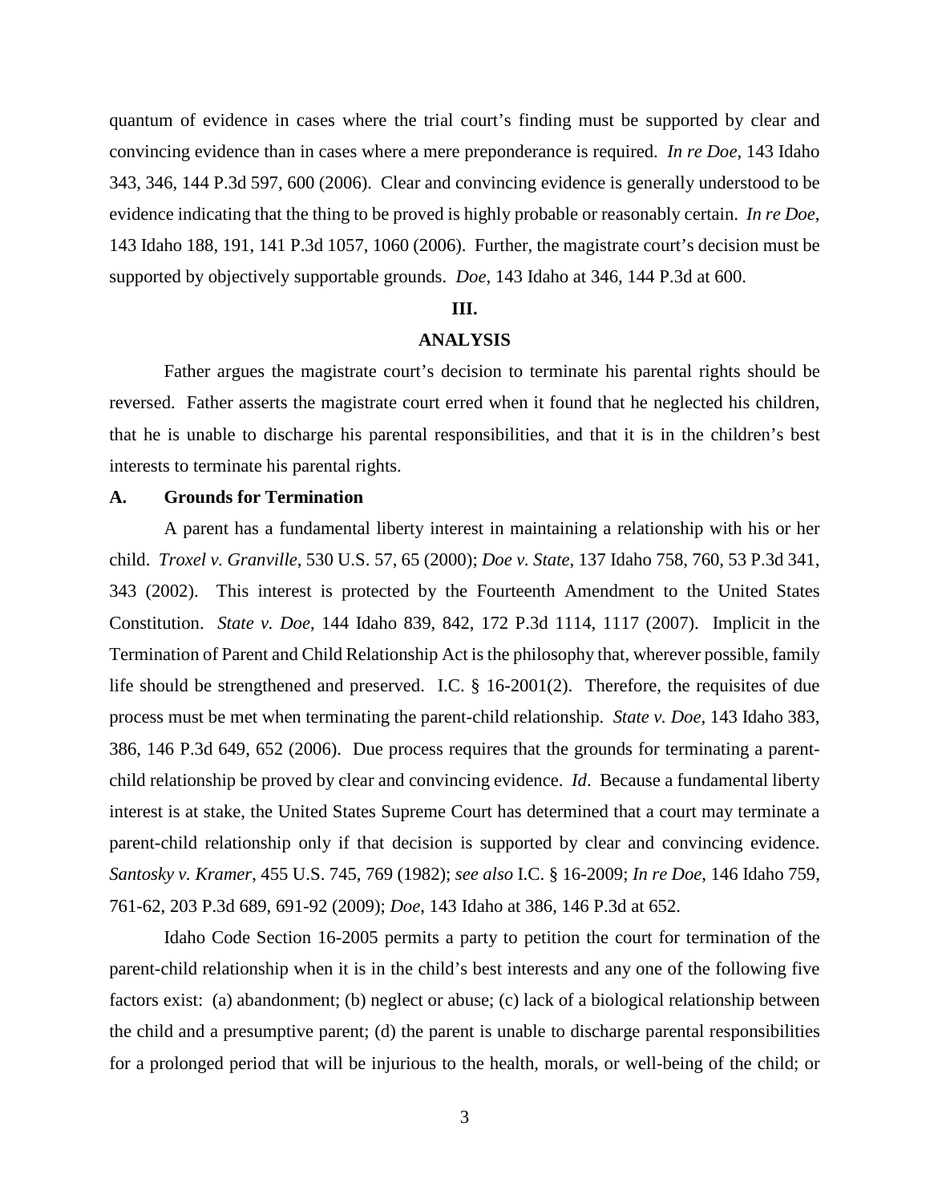quantum of evidence in cases where the trial court's finding must be supported by clear and convincing evidence than in cases where a mere preponderance is required. *In re Doe*, 143 Idaho 343, 346, 144 P.3d 597, 600 (2006). Clear and convincing evidence is generally understood to be evidence indicating that the thing to be proved is highly probable or reasonably certain. *In re Doe*, 143 Idaho 188, 191, 141 P.3d 1057, 1060 (2006). Further, the magistrate court's decision must be supported by objectively supportable grounds. *Doe*, 143 Idaho at 346, 144 P.3d at 600.

## III.

## ANALYSIS

Father argues the magistrate court's decision to terminate his parental rights should be reversed. Father asserts the magistrate court erred when it found that he neglected his children, that he is unable to discharge his parental responsibilities, and that it is in the children's best interests to terminate his parental rights.

### A. Grounds for Termination

A parent has a fundamental liberty interest in maintaining a relationship with his or her child. *Troxel v. Granville*, 530 U.S. 57, 65 (2000); *Doe v. State*, 137 Idaho 758, 760, 53 P.3d 341, 343 (2002). This interest is protected by the Fourteenth Amendment to the United States Constitution. *State v. Doe*, 144 Idaho 839, 842, 172 P.3d 1114, 1117 (2007). Implicit in the Termination of Parent and Child Relationship Act is the philosophy that, wherever possible, family life should be strengthened and preserved. I.C. § 16-2001(2). Therefore, the requisites of due process must be met when terminating the parent-child relationship. *State v. Doe*, 143 Idaho 383, 386, 146 P.3d 649, 652 (2006). Due process requires that the grounds for terminating a parent-child relationship be proved by clear and convincing evidence. *Id*. Because a fundamental liberty interest is at stake, the United States Supreme Court has determined that a court may terminate a parent-child relationship only if that decision is supported by clear and convincing evidence. *Santosky v. Kramer*, 455 U.S. 745, 769 (1982); *see also* I.C. § 16-2009; *In re Doe*, 146 Idaho 759, 761-62, 203 P.3d 689, 691-92 (2009); *Doe*, 143 Idaho at 386, 146 P.3d at 652.

Idaho Code Section 16-2005 permits a party to petition the court for termination of the parent-child relationship when it is in the child's best interests and any one of the following five factors exist: (a) abandonment; (b) neglect or abuse; (c) lack of a biological relationship between the child and a presumptive parent; (d) the parent is unable to discharge parental responsibilities for a prolonged period that will be injurious to the health, morals, or well-being of the child; or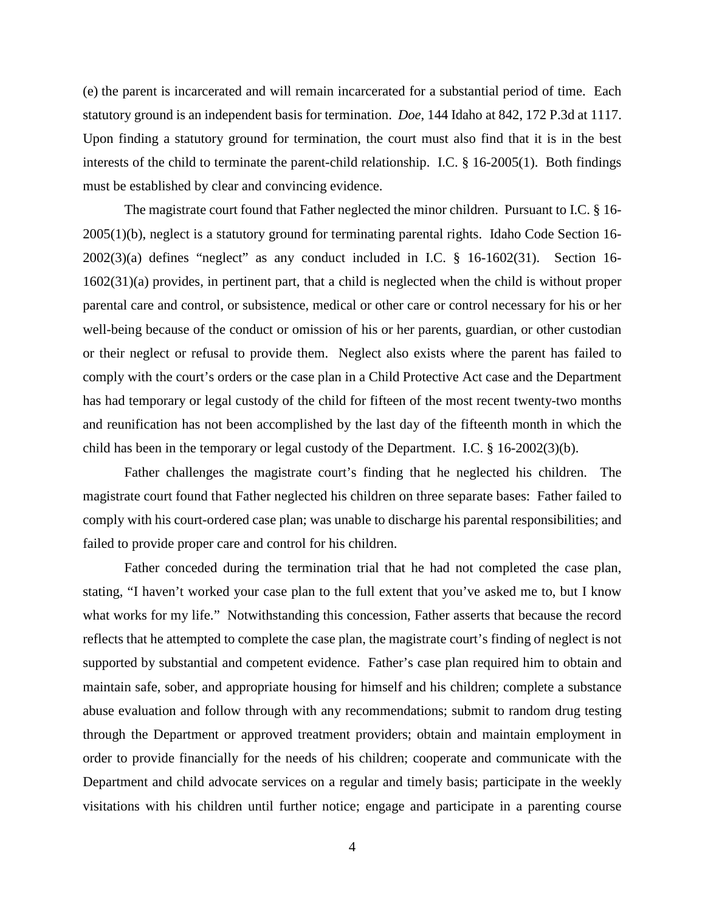(e) the parent is incarcerated and will remain incarcerated for a substantial period of time. Each statutory ground is an independent basis for termination. *Doe*, 144 Idaho at 842, 172 P.3d at 1117. Upon finding a statutory ground for termination, the court must also find that it is in the best interests of the child to terminate the parent-child relationship. I.C. § 16-2005(1). Both findings must be established by clear and convincing evidence.

The magistrate court found that Father neglected the minor children. Pursuant to I.C. § 16-2005(1)(b), neglect is a statutory ground for terminating parental rights. Idaho Code Section 16-2002(3)(a) defines "neglect" as any conduct included in I.C. § 16-1602(31). Section 16-1602(31)(a) provides, in pertinent part, that a child is neglected when the child is without proper parental care and control, or subsistence, medical or other care or control necessary for his or her well-being because of the conduct or omission of his or her parents, guardian, or other custodian or their neglect or refusal to provide them. Neglect also exists where the parent has failed to comply with the court's orders or the case plan in a Child Protective Act case and the Department has had temporary or legal custody of the child for fifteen of the most recent twenty-two months and reunification has not been accomplished by the last day of the fifteenth month in which the child has been in the temporary or legal custody of the Department. I.C. § 16-2002(3)(b).

Father challenges the magistrate court's finding that he neglected his children. The magistrate court found that Father neglected his children on three separate bases: Father failed to comply with his court-ordered case plan; was unable to discharge his parental responsibilities; and failed to provide proper care and control for his children.

Father conceded during the termination trial that he had not completed the case plan, stating, "I haven't worked your case plan to the full extent that you've asked me to, but I know what works for my life." Notwithstanding this concession, Father asserts that because the record reflects that he attempted to complete the case plan, the magistrate court's finding of neglect is not supported by substantial and competent evidence. Father's case plan required him to obtain and maintain safe, sober, and appropriate housing for himself and his children; complete a substance abuse evaluation and follow through with any recommendations; submit to random drug testing through the Department or approved treatment providers; obtain and maintain employment in order to provide financially for the needs of his children; cooperate and communicate with the Department and child advocate services on a regular and timely basis; participate in the weekly visitations with his children until further notice; engage and participate in a parenting course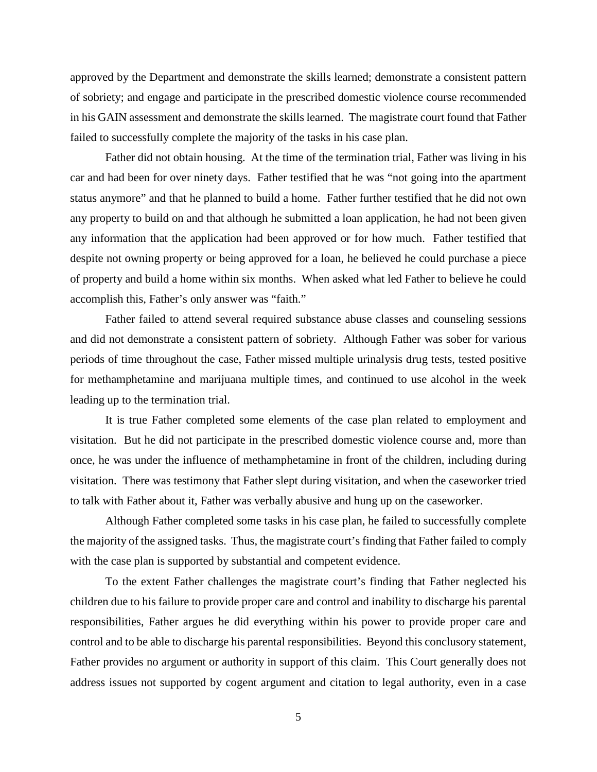approved by the Department and demonstrate the skills learned; demonstrate a consistent pattern of sobriety; and engage and participate in the prescribed domestic violence course recommended in his GAIN assessment and demonstrate the skills learned. The magistrate court found that Father failed to successfully complete the majority of the tasks in his case plan.

Father did not obtain housing. At the time of the termination trial, Father was living in his car and had been for over ninety days. Father testified that he was "not going into the apartment status anymore" and that he planned to build a home. Father further testified that he did not own any property to build on and that although he submitted a loan application, he had not been given any information that the application had been approved or for how much. Father testified that despite not owning property or being approved for a loan, he believed he could purchase a piece of property and build a home within six months. When asked what led Father to believe he could accomplish this, Father's only answer was "faith."

Father failed to attend several required substance abuse classes and counseling sessions and did not demonstrate a consistent pattern of sobriety. Although Father was sober for various periods of time throughout the case, Father missed multiple urinalysis drug tests, tested positive for methamphetamine and marijuana multiple times, and continued to use alcohol in the week leading up to the termination trial.

It is true Father completed some elements of the case plan related to employment and visitation. But he did not participate in the prescribed domestic violence course and, more than once, he was under the influence of methamphetamine in front of the children, including during visitation. There was testimony that Father slept during visitation, and when the caseworker tried to talk with Father about it, Father was verbally abusive and hung up on the caseworker.

Although Father completed some tasks in his case plan, he failed to successfully complete the majority of the assigned tasks. Thus, the magistrate court's finding that Father failed to comply with the case plan is supported by substantial and competent evidence.

To the extent Father challenges the magistrate court's finding that Father neglected his children due to his failure to provide proper care and control and inability to discharge his parental responsibilities, Father argues he did everything within his power to provide proper care and control and to be able to discharge his parental responsibilities. Beyond this conclusory statement, Father provides no argument or authority in support of this claim. This Court generally does not address issues not supported by cogent argument and citation to legal authority, even in a case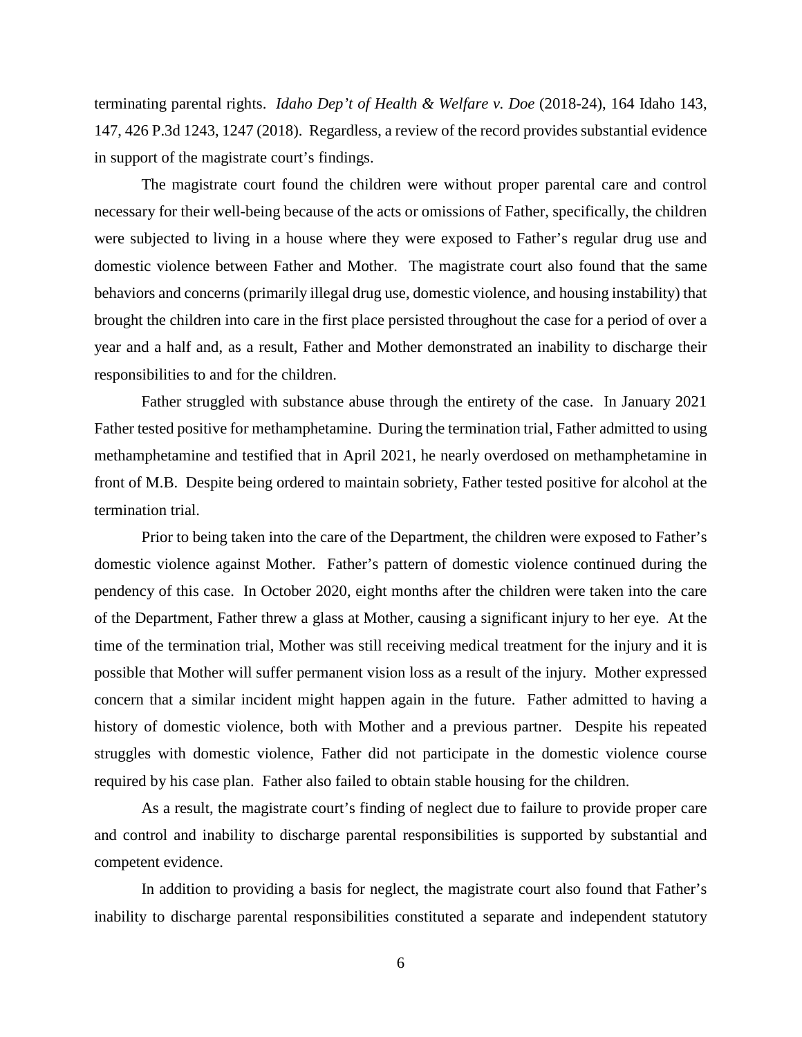terminating parental rights. *Idaho Dep't of Health & Welfare v. Doe* (2018-24), 164 Idaho 143, 147, 426 P.3d 1243, 1247 (2018). Regardless, a review of the record provides substantial evidence in support of the magistrate court's findings.

The magistrate court found the children were without proper parental care and control necessary for their well-being because of the acts or omissions of Father, specifically, the children were subjected to living in a house where they were exposed to Father's regular drug use and domestic violence between Father and Mother. The magistrate court also found that the same behaviors and concerns (primarily illegal drug use, domestic violence, and housing instability) that brought the children into care in the first place persisted throughout the case for a period of over a year and a half and, as a result, Father and Mother demonstrated an inability to discharge their responsibilities to and for the children.

Father struggled with substance abuse through the entirety of the case. In January 2021 Father tested positive for methamphetamine. During the termination trial, Father admitted to using methamphetamine and testified that in April 2021, he nearly overdosed on methamphetamine in front of M.B. Despite being ordered to maintain sobriety, Father tested positive for alcohol at the termination trial.

Prior to being taken into the care of the Department, the children were exposed to Father's domestic violence against Mother. Father's pattern of domestic violence continued during the pendency of this case. In October 2020, eight months after the children were taken into the care of the Department, Father threw a glass at Mother, causing a significant injury to her eye. At the time of the termination trial, Mother was still receiving medical treatment for the injury and it is possible that Mother will suffer permanent vision loss as a result of the injury. Mother expressed concern that a similar incident might happen again in the future. Father admitted to having a history of domestic violence, both with Mother and a previous partner. Despite his repeated struggles with domestic violence, Father did not participate in the domestic violence course required by his case plan. Father also failed to obtain stable housing for the children.

As a result, the magistrate court's finding of neglect due to failure to provide proper care and control and inability to discharge parental responsibilities is supported by substantial and competent evidence.

In addition to providing a basis for neglect, the magistrate court also found that Father's inability to discharge parental responsibilities constituted a separate and independent statutory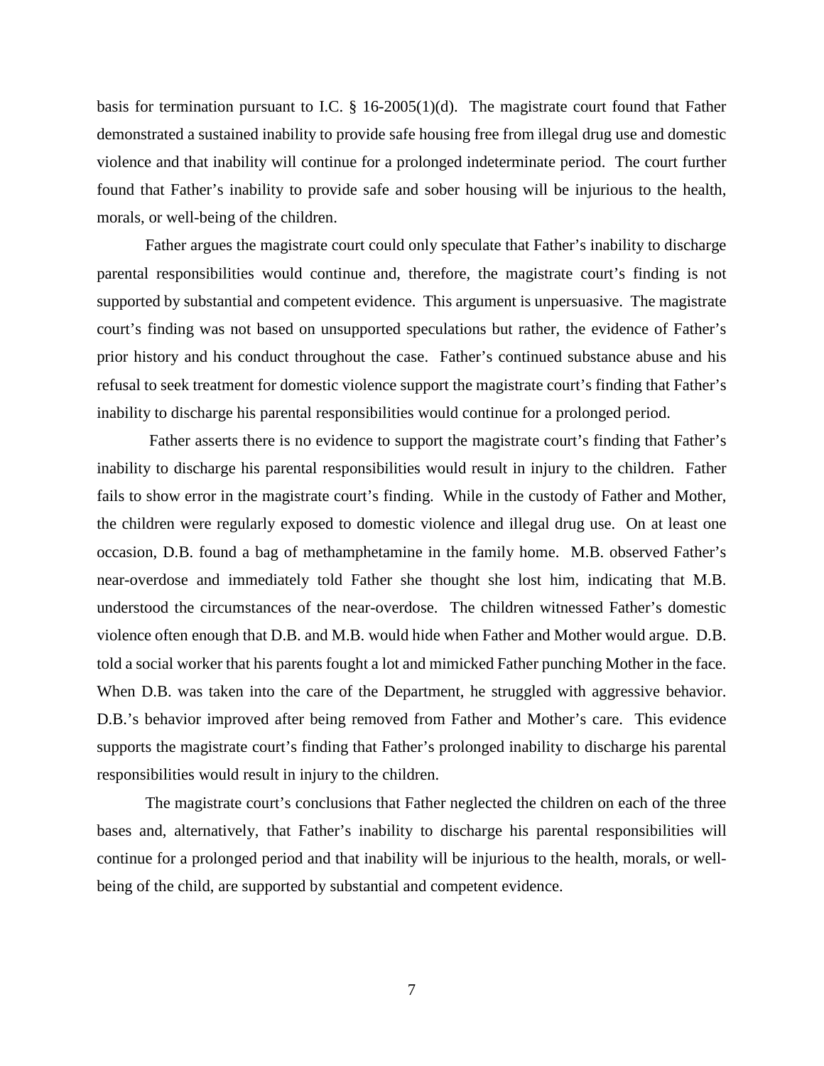basis for termination pursuant to I.C. § 16-2005(1)(d). The magistrate court found that Father demonstrated a sustained inability to provide safe housing free from illegal drug use and domestic violence and that inability will continue for a prolonged indeterminate period. The court further found that Father's inability to provide safe and sober housing will be injurious to the health, morals, or well-being of the children.

Father argues the magistrate court could only speculate that Father's inability to discharge parental responsibilities would continue and, therefore, the magistrate court's finding is not supported by substantial and competent evidence. This argument is unpersuasive. The magistrate court's finding was not based on unsupported speculations but rather, the evidence of Father's prior history and his conduct throughout the case. Father's continued substance abuse and his refusal to seek treatment for domestic violence support the magistrate court's finding that Father's inability to discharge his parental responsibilities would continue for a prolonged period.

Father asserts there is no evidence to support the magistrate court's finding that Father's inability to discharge his parental responsibilities would result in injury to the children. Father fails to show error in the magistrate court's finding. While in the custody of Father and Mother, the children were regularly exposed to domestic violence and illegal drug use. On at least one occasion, D.B. found a bag of methamphetamine in the family home. M.B. observed Father's near-overdose and immediately told Father she thought she lost him, indicating that M.B. understood the circumstances of the near-overdose. The children witnessed Father's domestic violence often enough that D.B. and M.B. would hide when Father and Mother would argue. D.B. told a social worker that his parents fought a lot and mimicked Father punching Mother in the face. When D.B. was taken into the care of the Department, he struggled with aggressive behavior. D.B.'s behavior improved after being removed from Father and Mother's care. This evidence supports the magistrate court's finding that Father's prolonged inability to discharge his parental responsibilities would result in injury to the children.

The magistrate court's conclusions that Father neglected the children on each of the three bases and, alternatively, that Father's inability to discharge his parental responsibilities will continue for a prolonged period and that inability will be injurious to the health, morals, or well-being of the child, are supported by substantial and competent evidence.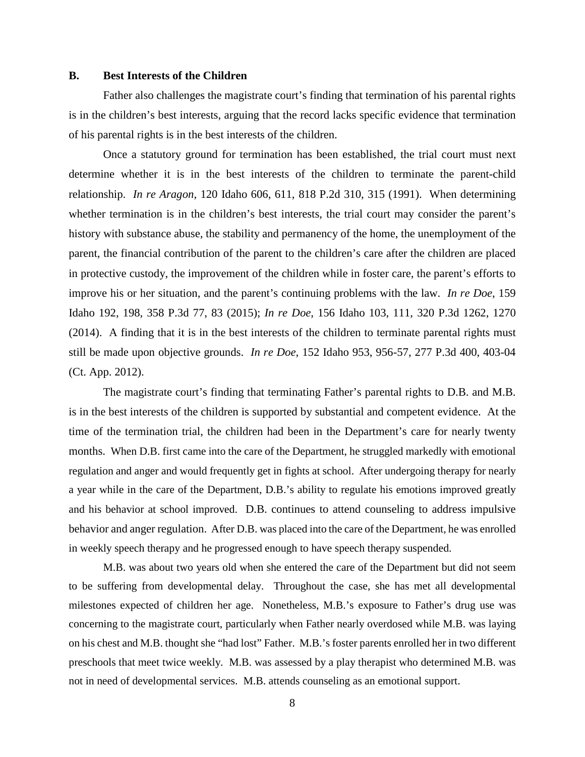## B. Best Interests of the Children

Father also challenges the magistrate court's finding that termination of his parental rights is in the children's best interests, arguing that the record lacks specific evidence that termination of his parental rights is in the best interests of the children.

Once a statutory ground for termination has been established, the trial court must next determine whether it is in the best interests of the children to terminate the parent-child relationship. *In re Aragon*, 120 Idaho 606, 611, 818 P.2d 310, 315 (1991). When determining whether termination is in the children's best interests, the trial court may consider the parent's history with substance abuse, the stability and permanency of the home, the unemployment of the parent, the financial contribution of the parent to the children's care after the children are placed in protective custody, the improvement of the children while in foster care, the parent's efforts to improve his or her situation, and the parent's continuing problems with the law. *In re Doe*, 159 Idaho 192, 198, 358 P.3d 77, 83 (2015); *In re Doe*, 156 Idaho 103, 111, 320 P.3d 1262, 1270 (2014). A finding that it is in the best interests of the children to terminate parental rights must still be made upon objective grounds. *In re Doe*, 152 Idaho 953, 956-57, 277 P.3d 400, 403-04 (Ct. App. 2012).

The magistrate court's finding that terminating Father's parental rights to D.B. and M.B. is in the best interests of the children is supported by substantial and competent evidence. At the time of the termination trial, the children had been in the Department's care for nearly twenty months. When D.B. first came into the care of the Department, he struggled markedly with emotional regulation and anger and would frequently get in fights at school. After undergoing therapy for nearly a year while in the care of the Department, D.B.'s ability to regulate his emotions improved greatly and his behavior at school improved. D.B. continues to attend counseling to address impulsive behavior and anger regulation. After D.B. was placed into the care of the Department, he was enrolled in weekly speech therapy and he progressed enough to have speech therapy suspended.

M.B. was about two years old when she entered the care of the Department but did not seem to be suffering from developmental delay. Throughout the case, she has met all developmental milestones expected of children her age. Nonetheless, M.B.'s exposure to Father's drug use was concerning to the magistrate court, particularly when Father nearly overdosed while M.B. was laying on his chest and M.B. thought she "had lost" Father. M.B.'s foster parents enrolled her in two different preschools that meet twice weekly. M.B. was assessed by a play therapist who determined M.B. was not in need of developmental services. M.B. attends counseling as an emotional support.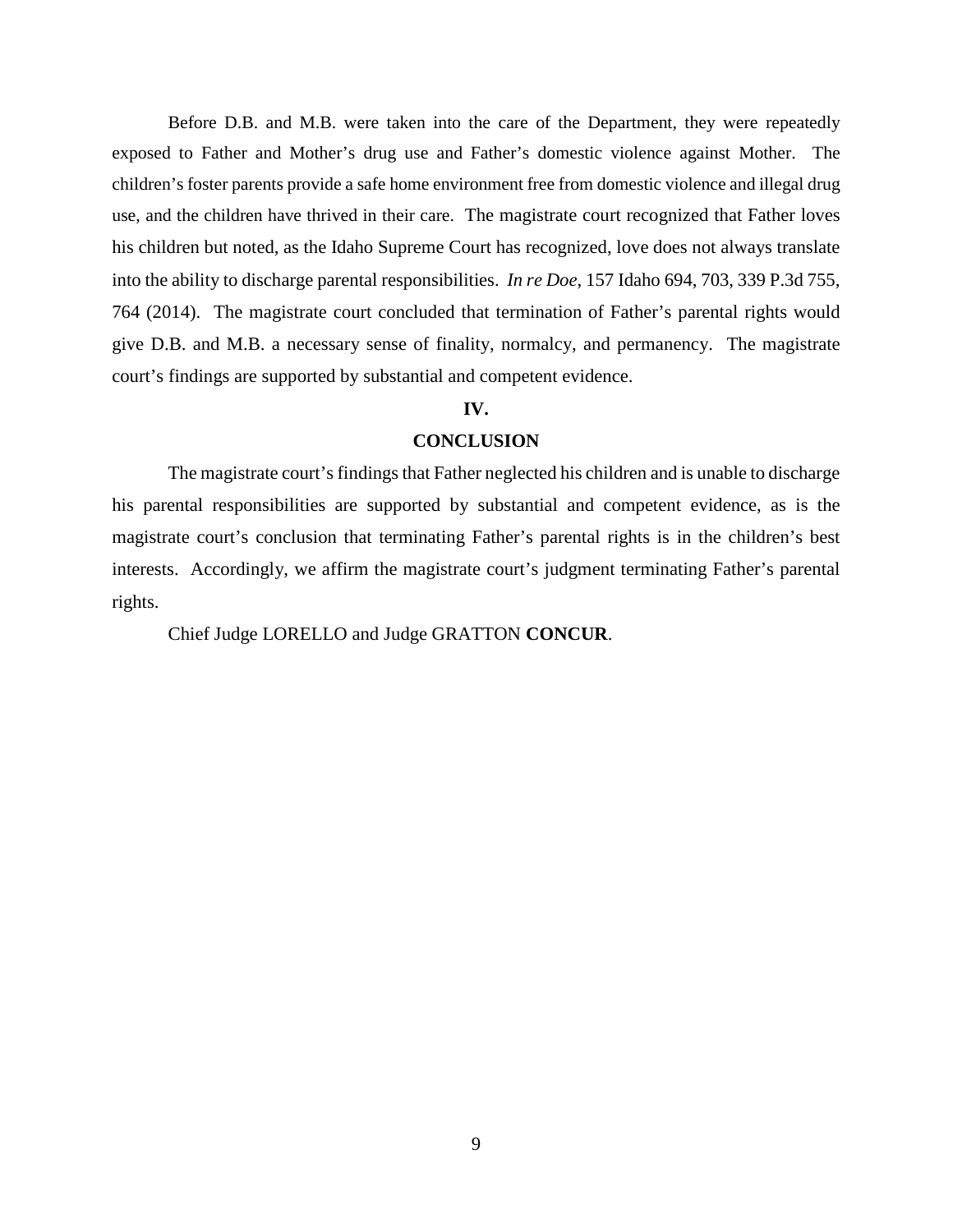Before D.B. and M.B. were taken into the care of the Department, they were repeatedly exposed to Father and Mother's drug use and Father's domestic violence against Mother. The children's foster parents provide a safe home environment free from domestic violence and illegal drug use, and the children have thrived in their care. The magistrate court recognized that Father loves his children but noted, as the Idaho Supreme Court has recognized, love does not always translate into the ability to discharge parental responsibilities. *In re Doe*, 157 Idaho 694, 703, 339 P.3d 755, 764 (2014). The magistrate court concluded that termination of Father's parental rights would give D.B. and M.B. a necessary sense of finality, normalcy, and permanency. The magistrate court's findings are supported by substantial and competent evidence.

## IV.

## CONCLUSION

The magistrate court's findings that Father neglected his children and is unable to discharge his parental responsibilities are supported by substantial and competent evidence, as is the magistrate court's conclusion that terminating Father's parental rights is in the children's best interests. Accordingly, we affirm the magistrate court's judgment terminating Father's parental rights.

Chief Judge LORELLO and Judge GRATTON **CONCUR**.